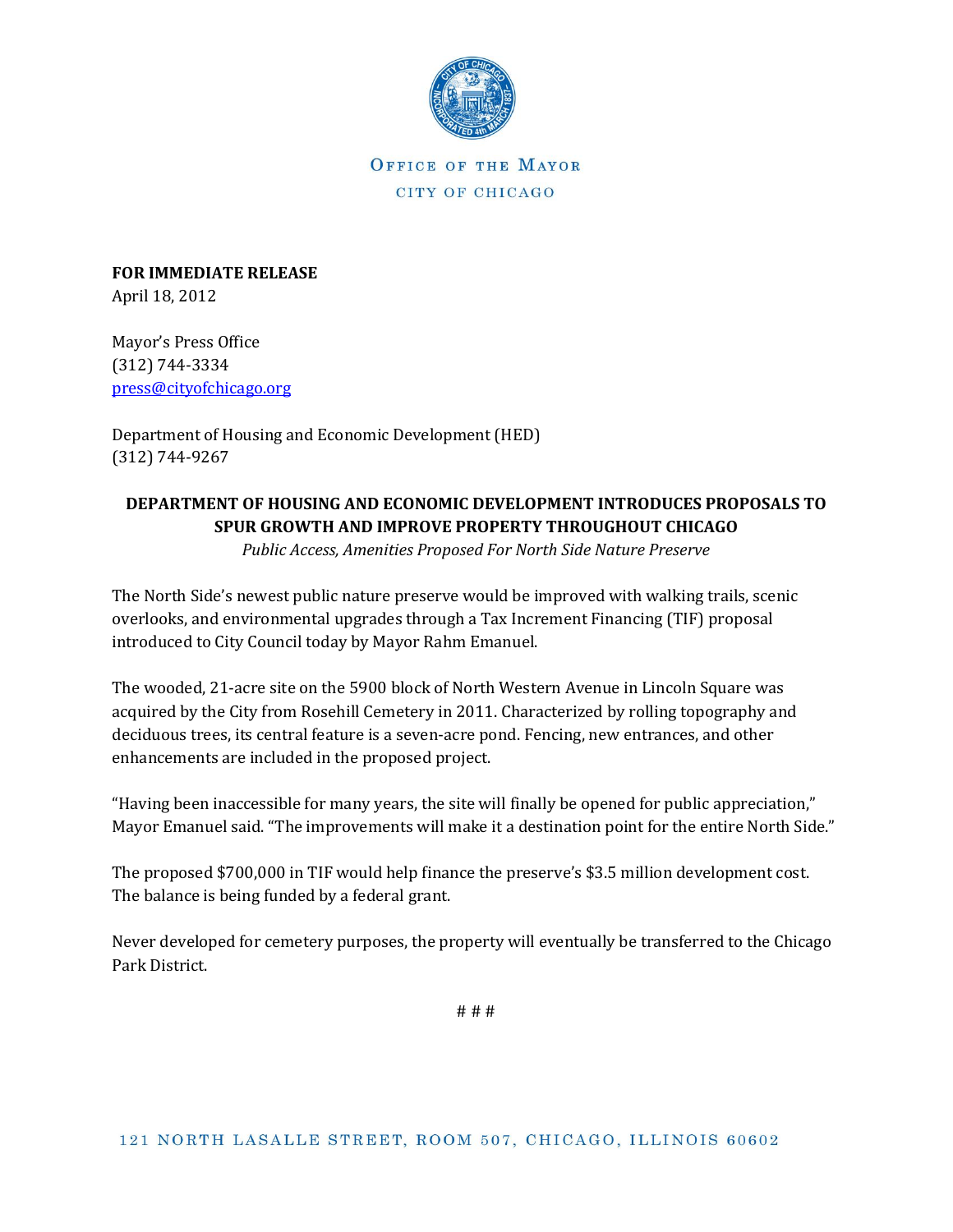OFFICE OF THE MAYOR

CITY OF CHICAGO

**FOR IMMEDIATE RELEASE**
April 18, 2012

Mayor's Press Office
(312) 744-3334
press@cityofchicago.org

Department of Housing and Economic Development (HED)
(312) 744-9267

**DEPARTMENT OF HOUSING AND ECONOMIC DEVELOPMENT INTRODUCES PROPOSALS TO SPUR GROWTH AND IMPROVE PROPERTY THROUGHOUT CHICAGO**

*Public Access, Amenities Proposed For North Side Nature Preserve*

The North Side's newest public nature preserve would be improved with walking trails, scenic overlooks, and environmental upgrades through a Tax Increment Financing (TIF) proposal introduced to City Council today by Mayor Rahm Emanuel.

The wooded, 21-acre site on the 5900 block of North Western Avenue in Lincoln Square was acquired by the City from Rosehill Cemetery in 2011. Characterized by rolling topography and deciduous trees, its central feature is a seven-acre pond. Fencing, new entrances, and other enhancements are included in the proposed project.

"Having been inaccessible for many years, the site will finally be opened for public appreciation," Mayor Emanuel said. "The improvements will make it a destination point for the entire North Side."

The proposed $700,000 in TIF would help finance the preserve's $3.5 million development cost. The balance is being funded by a federal grant.

Never developed for cemetery purposes, the property will eventually be transferred to the Chicago Park District.

# # #

121 NORTH LASALLE STREET, ROOM 507, CHICAGO, ILLINOIS 60602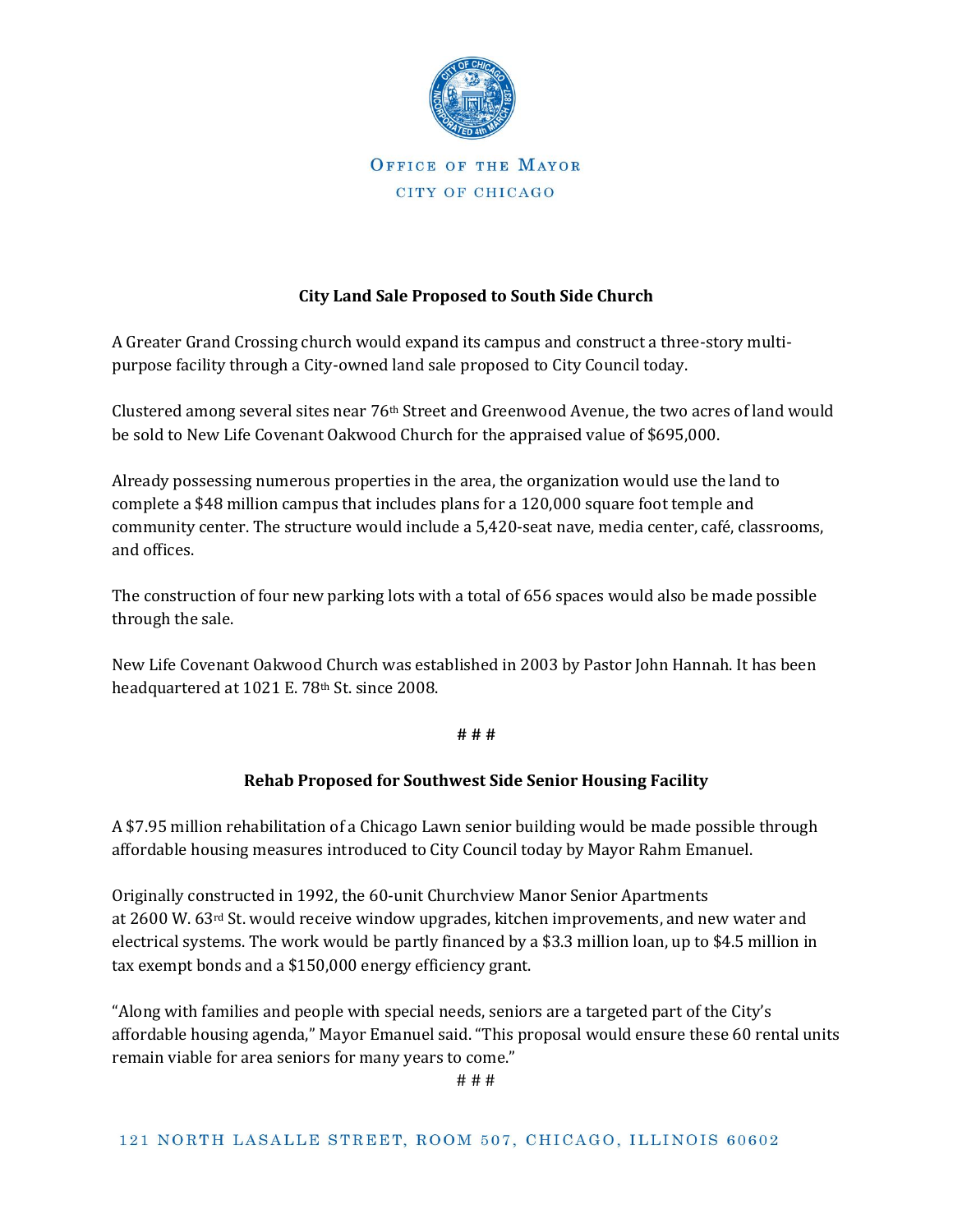OFFICE OF THE MAYOR

CITY OF CHICAGO

**City Land Sale Proposed to South Side Church**

A Greater Grand Crossing church would expand its campus and construct a three-story multi-purpose facility through a City-owned land sale proposed to City Council today.

Clustered among several sites near 76th Street and Greenwood Avenue, the two acres of land would be sold to New Life Covenant Oakwood Church for the appraised value of $695,000.

Already possessing numerous properties in the area, the organization would use the land to complete a $48 million campus that includes plans for a 120,000 square foot temple and community center. The structure would include a 5,420-seat nave, media center, café, classrooms, and offices.

The construction of four new parking lots with a total of 656 spaces would also be made possible through the sale.

New Life Covenant Oakwood Church was established in 2003 by Pastor John Hannah. It has been headquartered at 1021 E. 78th St. since 2008.

# # #

**Rehab Proposed for Southwest Side Senior Housing Facility**

A $7.95 million rehabilitation of a Chicago Lawn senior building would be made possible through affordable housing measures introduced to City Council today by Mayor Rahm Emanuel.

Originally constructed in 1992, the 60-unit Churchview Manor Senior Apartments at 2600 W. 63rd St. would receive window upgrades, kitchen improvements, and new water and electrical systems. The work would be partly financed by a $3.3 million loan, up to $4.5 million in tax exempt bonds and a $150,000 energy efficiency grant.

"Along with families and people with special needs, seniors are a targeted part of the City's affordable housing agenda," Mayor Emanuel said. "This proposal would ensure these 60 rental units remain viable for area seniors for many years to come."

# # #

121 NORTH LASALLE STREET, ROOM 507, CHICAGO, ILLINOIS 60602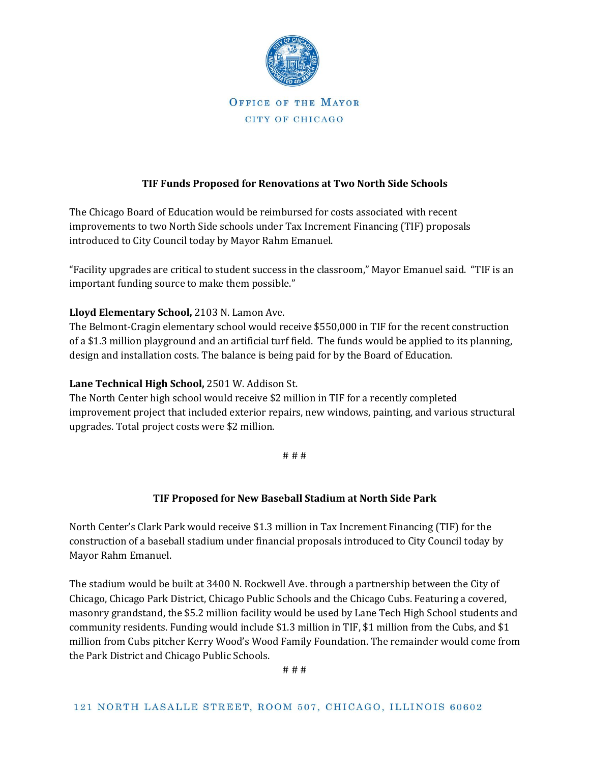OFFICE OF THE MAYOR

CITY OF CHICAGO

**TIF Funds Proposed for Renovations at Two North Side Schools**

The Chicago Board of Education would be reimbursed for costs associated with recent improvements to two North Side schools under Tax Increment Financing (TIF) proposals introduced to City Council today by Mayor Rahm Emanuel.

"Facility upgrades are critical to student success in the classroom," Mayor Emanuel said. "TIF is an important funding source to make them possible."

**Lloyd Elementary School,** 2103 N. Lamon Ave.
The Belmont-Cragin elementary school would receive $550,000 in TIF for the recent construction of a $1.3 million playground and an artificial turf field. The funds would be applied to its planning, design and installation costs. The balance is being paid for by the Board of Education.

**Lane Technical High School,** 2501 W. Addison St.
The North Center high school would receive $2 million in TIF for a recently completed improvement project that included exterior repairs, new windows, painting, and various structural upgrades. Total project costs were $2 million.

# # #

**TIF Proposed for New Baseball Stadium at North Side Park**

North Center's Clark Park would receive $1.3 million in Tax Increment Financing (TIF) for the construction of a baseball stadium under financial proposals introduced to City Council today by Mayor Rahm Emanuel.

The stadium would be built at 3400 N. Rockwell Ave. through a partnership between the City of Chicago, Chicago Park District, Chicago Public Schools and the Chicago Cubs. Featuring a covered, masonry grandstand, the $5.2 million facility would be used by Lane Tech High School students and community residents. Funding would include $1.3 million in TIF, $1 million from the Cubs, and $1 million from Cubs pitcher Kerry Wood's Wood Family Foundation. The remainder would come from the Park District and Chicago Public Schools.

# # #

121 NORTH LASALLE STREET, ROOM 507, CHICAGO, ILLINOIS 60602